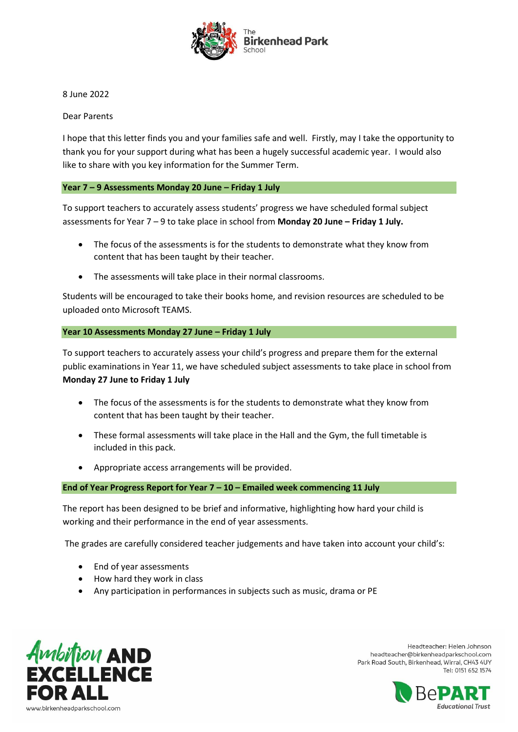8 June 2022

Dear Parents

I hope that this letter finds you and your families safe and well. Firstly, may I take the opportunity to thank you for your support during what has been a hugely successful academic year. I would also like to share with you key information for the Summer Term.

## Year 7 – 9 Assessments Monday 20 June – Friday 1 July

To support teachers to accurately assess students' progress we have scheduled formal subject assessments for Year 7 – 9 to take place in school from **Monday 20 June – Friday 1 July.**

- The focus of the assessments is for the students to demonstrate what they know from content that has been taught by their teacher.
- The assessments will take place in their normal classrooms.

Students will be encouraged to take their books home, and revision resources are scheduled to be uploaded onto Microsoft TEAMS.

## Year 10 Assessments Monday 27 June – Friday 1 July

To support teachers to accurately assess your child's progress and prepare them for the external public examinations in Year 11, we have scheduled subject assessments to take place in school from **Monday 27 June to Friday 1 July**

- The focus of the assessments is for the students to demonstrate what they know from content that has been taught by their teacher.
- These formal assessments will take place in the Hall and the Gym, the full timetable is included in this pack.
- Appropriate access arrangements will be provided.

## End of Year Progress Report for Year 7 – 10 – Emailed week commencing 11 July

The report has been designed to be brief and informative, highlighting how hard your child is working and their performance in the end of year assessments.

The grades are carefully considered teacher judgements and have taken into account your child's:

- End of year assessments
- How hard they work in class
- Any participation in performances in subjects such as music, drama or PE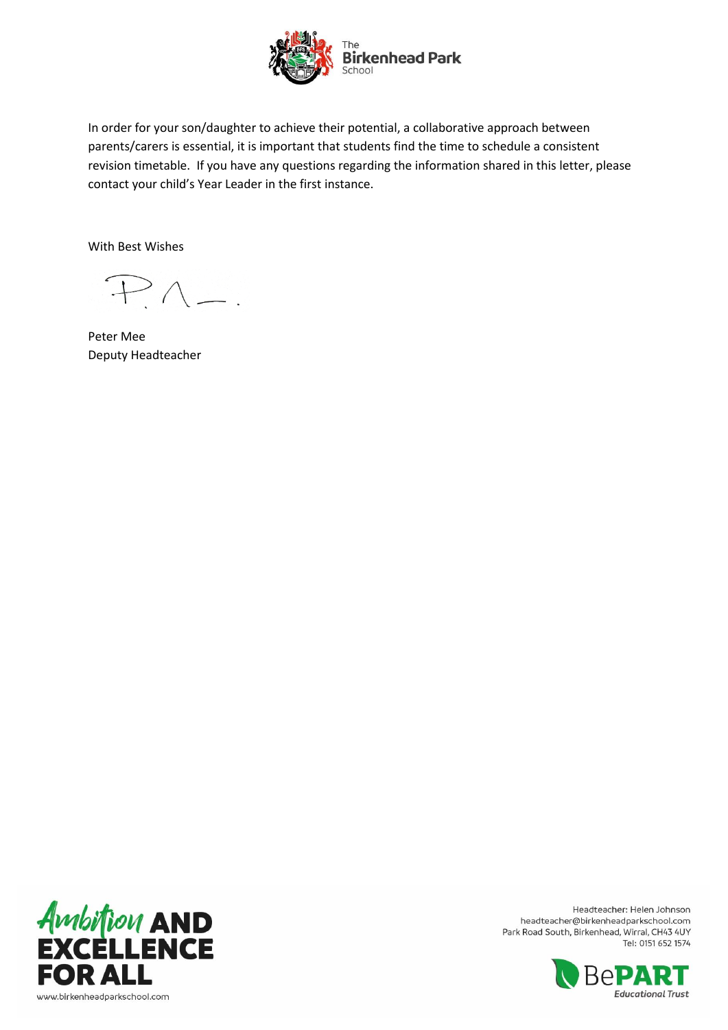In order for your son/daughter to achieve their potential, a collaborative approach between parents/carers is essential, it is important that students find the time to schedule a consistent revision timetable. If you have any questions regarding the information shared in this letter, please contact your child's Year Leader in the first instance.

With Best Wishes

Peter Mee
Deputy Headteacher